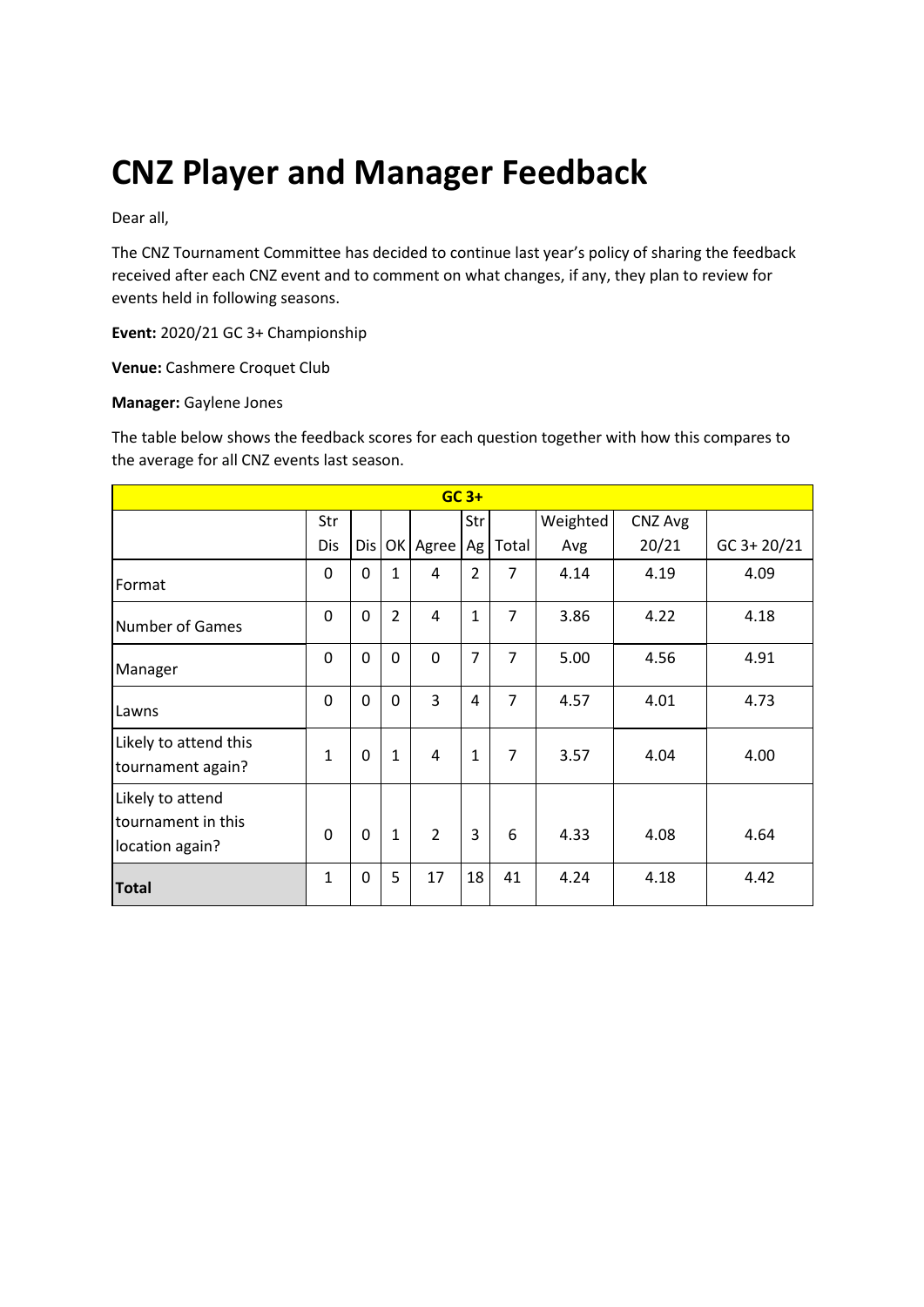# CNZ Player and Manager Feedback

Dear all,

The CNZ Tournament Committee has decided to continue last year's policy of sharing the feedback received after each CNZ event and to comment on what changes, if any, they plan to review for events held in following seasons.

**Event:** 2020/21 GC 3+ Championship

**Venue:** Cashmere Croquet Club

**Manager:** Gaylene Jones

The table below shows the feedback scores for each question together with how this compares to the average for all CNZ events last season.

| GC 3+ | | | | | | | | | |
|---|---|---|---|---|---|---|---|---|---|
| | Str Dis | Dis | OK | Agree | Str Ag | Total | Weighted Avg | CNZ Avg 20/21 | GC 3+ 20/21 |
| Format | 0 | 0 | 1 | 4 | 2 | 7 | 4.14 | 4.19 | 4.09 |
| Number of Games | 0 | 0 | 2 | 4 | 1 | 7 | 3.86 | 4.22 | 4.18 |
| Manager | 0 | 0 | 0 | 0 | 7 | 7 | 5.00 | 4.56 | 4.91 |
| Lawns | 0 | 0 | 0 | 3 | 4 | 7 | 4.57 | 4.01 | 4.73 |
| Likely to attend this tournament again? | 1 | 0 | 1 | 4 | 1 | 7 | 3.57 | 4.04 | 4.00 |
| Likely to attend tournament in this location again? | 0 | 0 | 1 | 2 | 3 | 6 | 4.33 | 4.08 | 4.64 |
| **Total** | 1 | 0 | 5 | 17 | 18 | 41 | 4.24 | 4.18 | 4.42 |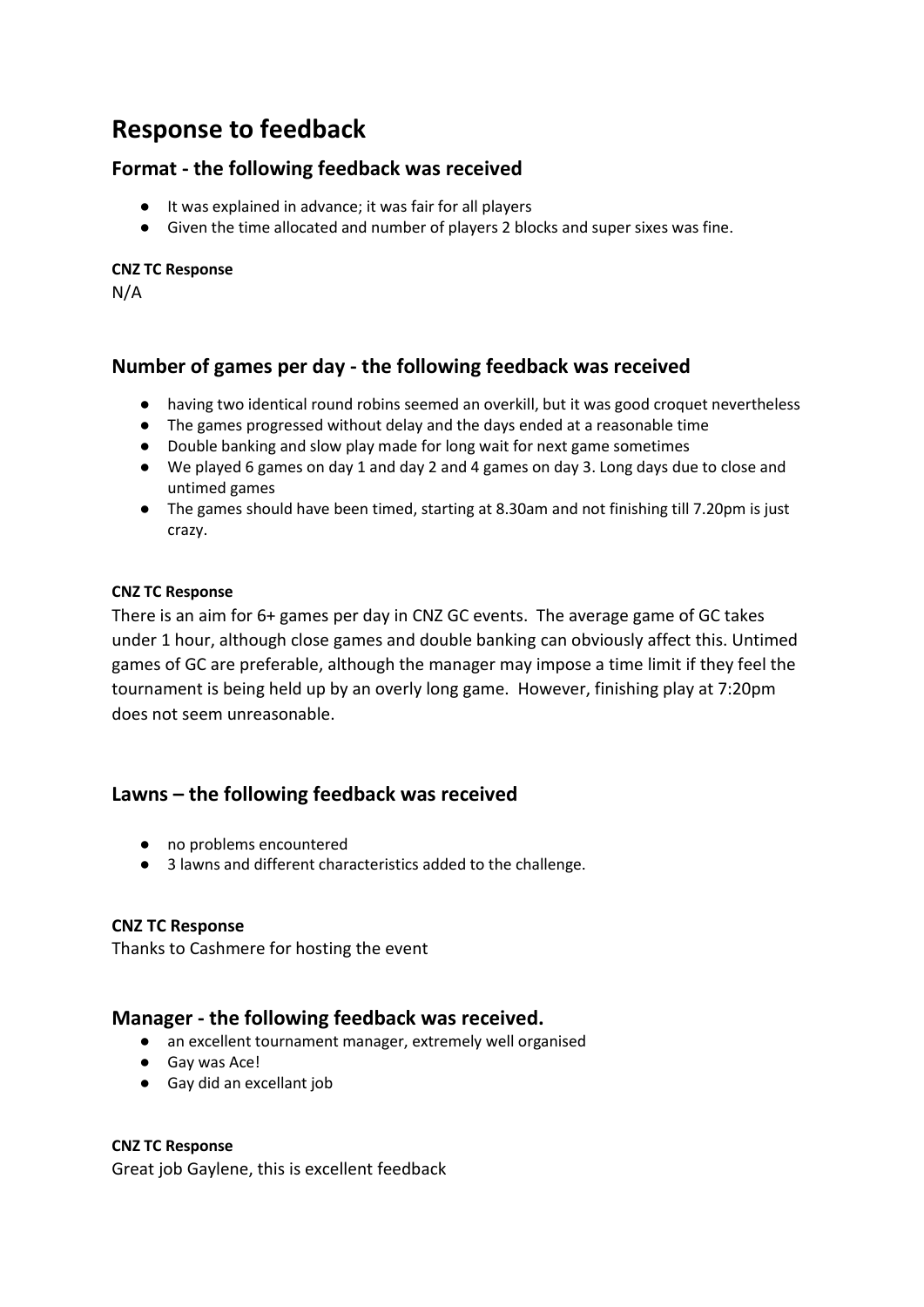# Response to feedback

## Format - the following feedback was received

- It was explained in advance; it was fair for all players
- Given the time allocated and number of players 2 blocks and super sixes was fine.

**CNZ TC Response**

N/A

## Number of games per day - the following feedback was received

- having two identical round robins seemed an overkill, but it was good croquet nevertheless
- The games progressed without delay and the days ended at a reasonable time
- Double banking and slow play made for long wait for next game sometimes
- We played 6 games on day 1 and day 2 and 4 games on day 3. Long days due to close and untimed games
- The games should have been timed, starting at 8.30am and not finishing till 7.20pm is just crazy.

**CNZ TC Response**

There is an aim for 6+ games per day in CNZ GC events. The average game of GC takes under 1 hour, although close games and double banking can obviously affect this. Untimed games of GC are preferable, although the manager may impose a time limit if they feel the tournament is being held up by an overly long game. However, finishing play at 7:20pm does not seem unreasonable.

## Lawns – the following feedback was received

- no problems encountered
- 3 lawns and different characteristics added to the challenge.

**CNZ TC Response**

Thanks to Cashmere for hosting the event

## Manager - the following feedback was received.

- an excellent tournament manager, extremely well organised
- Gay was Ace!
- Gay did an excellant job

**CNZ TC Response**

Great job Gaylene, this is excellent feedback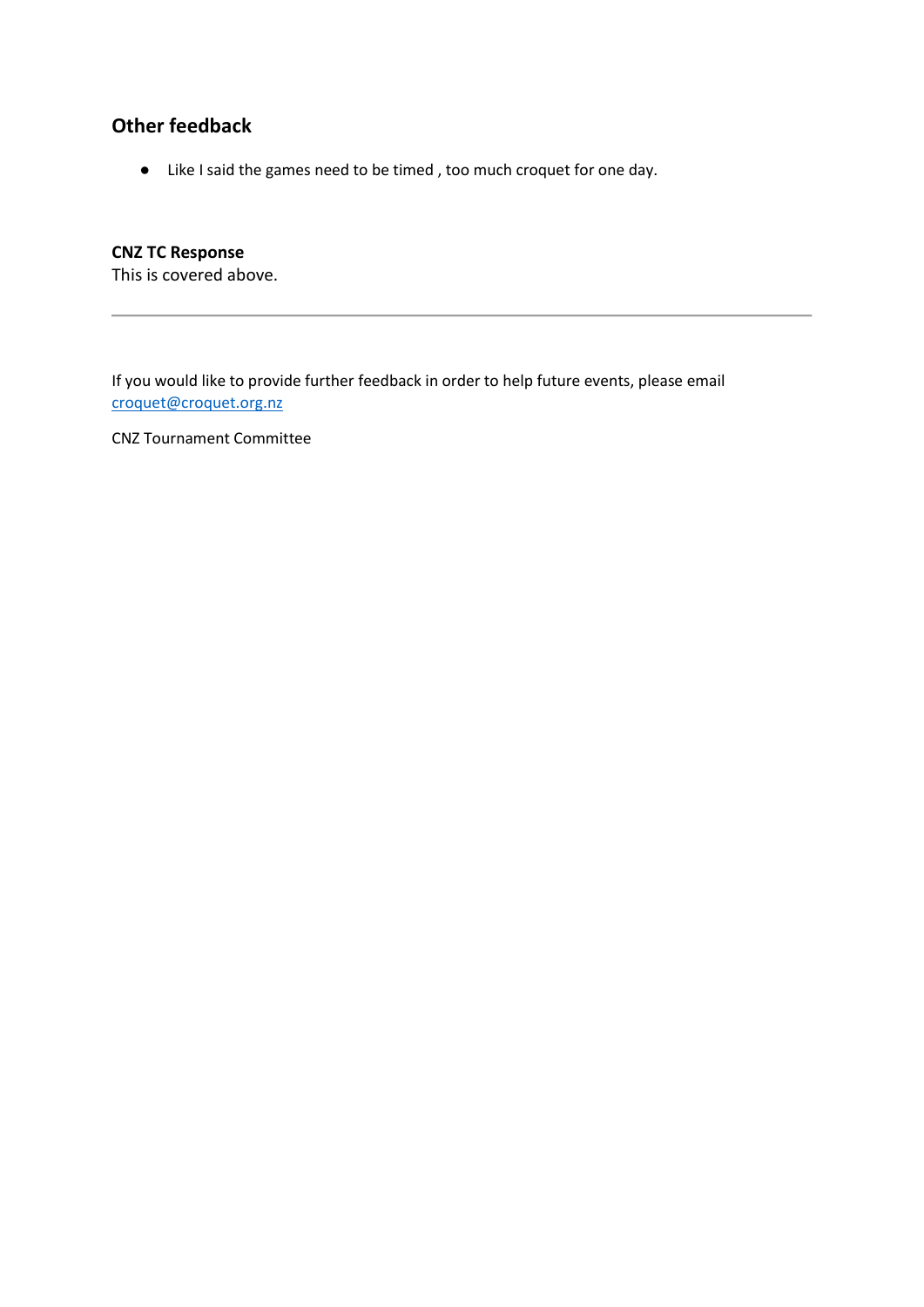## Other feedback

- Like I said the games need to be timed , too much croquet for one day.

**CNZ TC Response**
This is covered above.

---

If you would like to provide further feedback in order to help future events, please email croquet@croquet.org.nz

CNZ Tournament Committee